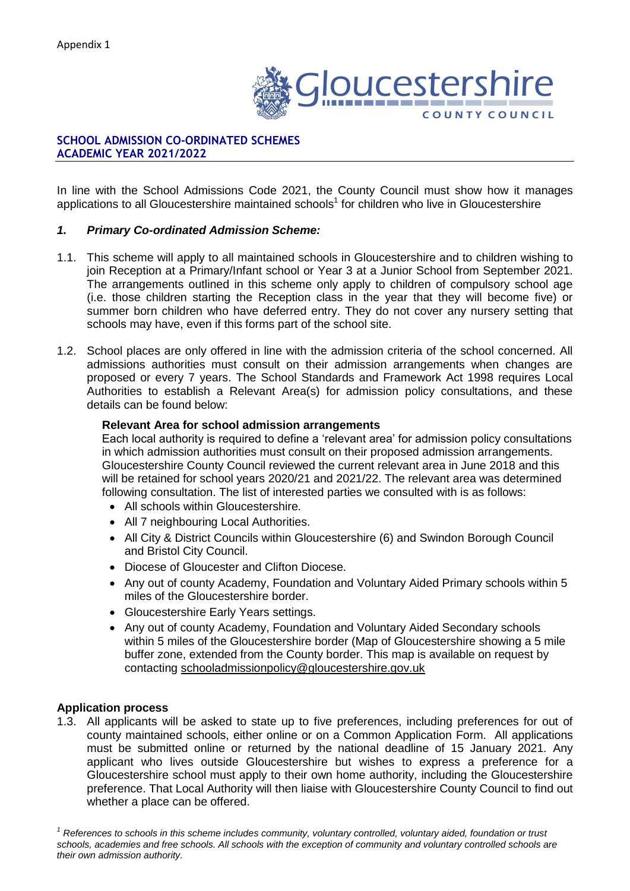Appendix 1

Gloucestershire COUNTY COUNCIL

## SCHOOL ADMISSION CO-ORDINATED SCHEMES
## ACADEMIC YEAR 2021/2022

In line with the School Admissions Code 2021, the County Council must show how it manages applications to all Gloucestershire maintained schools[1] for children who live in Gloucestershire

### *1. Primary Co-ordinated Admission Scheme:*

1.1. This scheme will apply to all maintained schools in Gloucestershire and to children wishing to join Reception at a Primary/Infant school or Year 3 at a Junior School from September 2021. The arrangements outlined in this scheme only apply to children of compulsory school age (i.e. those children starting the Reception class in the year that they will become five) or summer born children who have deferred entry. They do not cover any nursery setting that schools may have, even if this forms part of the school site.

1.2. School places are only offered in line with the admission criteria of the school concerned. All admissions authorities must consult on their admission arrangements when changes are proposed or every 7 years. The School Standards and Framework Act 1998 requires Local Authorities to establish a Relevant Area(s) for admission policy consultations, and these details can be found below:

**Relevant Area for school admission arrangements**
Each local authority is required to define a 'relevant area' for admission policy consultations in which admission authorities must consult on their proposed admission arrangements. Gloucestershire County Council reviewed the current relevant area in June 2018 and this will be retained for school years 2020/21 and 2021/22. The relevant area was determined following consultation. The list of interested parties we consulted with is as follows:

- All schools within Gloucestershire.
- All 7 neighbouring Local Authorities.
- All City & District Councils within Gloucestershire (6) and Swindon Borough Council and Bristol City Council.
- Diocese of Gloucester and Clifton Diocese.
- Any out of county Academy, Foundation and Voluntary Aided Primary schools within 5 miles of the Gloucestershire border.
- Gloucestershire Early Years settings.
- Any out of county Academy, Foundation and Voluntary Aided Secondary schools within 5 miles of the Gloucestershire border (Map of Gloucestershire showing a 5 mile buffer zone, extended from the County border. This map is available on request by contacting schooladmissionpolicy@gloucestershire.gov.uk

**Application process**

1.3. All applicants will be asked to state up to five preferences, including preferences for out of county maintained schools, either online or on a Common Application Form. All applications must be submitted online or returned by the national deadline of 15 January 2021. Any applicant who lives outside Gloucestershire but wishes to express a preference for a Gloucestershire school must apply to their own home authority, including the Gloucestershire preference. That Local Authority will then liaise with Gloucestershire County Council to find out whether a place can be offered.

[1] *References to schools in this scheme includes community, voluntary controlled, voluntary aided, foundation or trust schools, academies and free schools. All schools with the exception of community and voluntary controlled schools are their own admission authority.*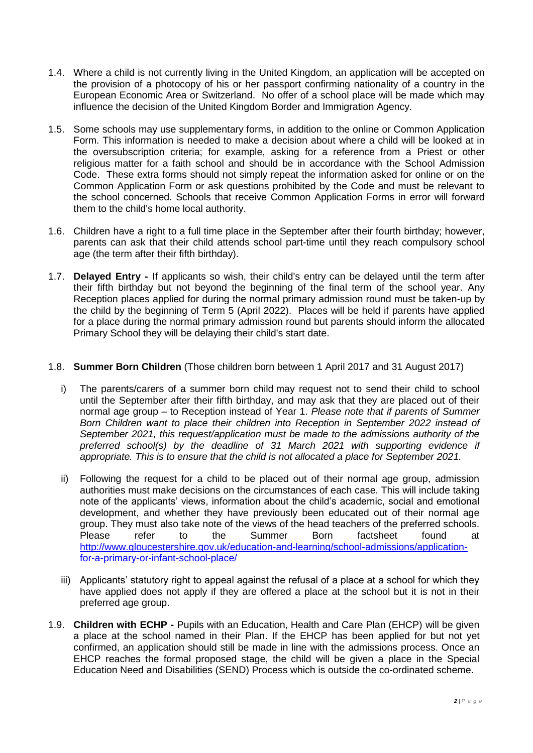1.4. Where a child is not currently living in the United Kingdom, an application will be accepted on the provision of a photocopy of his or her passport confirming nationality of a country in the European Economic Area or Switzerland. No offer of a school place will be made which may influence the decision of the United Kingdom Border and Immigration Agency.

1.5. Some schools may use supplementary forms, in addition to the online or Common Application Form. This information is needed to make a decision about where a child will be looked at in the oversubscription criteria; for example, asking for a reference from a Priest or other religious matter for a faith school and should be in accordance with the School Admission Code. These extra forms should not simply repeat the information asked for online or on the Common Application Form or ask questions prohibited by the Code and must be relevant to the school concerned. Schools that receive Common Application Forms in error will forward them to the child's home local authority.

1.6. Children have a right to a full time place in the September after their fourth birthday; however, parents can ask that their child attends school part-time until they reach compulsory school age (the term after their fifth birthday).

1.7. **Delayed Entry -** If applicants so wish, their child's entry can be delayed until the term after their fifth birthday but not beyond the beginning of the final term of the school year. Any Reception places applied for during the normal primary admission round must be taken-up by the child by the beginning of Term 5 (April 2022). Places will be held if parents have applied for a place during the normal primary admission round but parents should inform the allocated Primary School they will be delaying their child's start date.

1.8. **Summer Born Children** (Those children born between 1 April 2017 and 31 August 2017)

i) The parents/carers of a summer born child may request not to send their child to school until the September after their fifth birthday, and may ask that they are placed out of their normal age group – to Reception instead of Year 1. *Please note that if parents of Summer Born Children want to place their children into Reception in September 2022 instead of September 2021, this request/application must be made to the admissions authority of the preferred school(s) by the deadline of 31 March 2021 with supporting evidence if appropriate. This is to ensure that the child is not allocated a place for September 2021.*

ii) Following the request for a child to be placed out of their normal age group, admission authorities must make decisions on the circumstances of each case. This will include taking note of the applicants' views, information about the child's academic, social and emotional development, and whether they have previously been educated out of their normal age group. They must also take note of the views of the head teachers of the preferred schools. Please refer to the Summer Born factsheet found at http://www.gloucestershire.gov.uk/education-and-learning/school-admissions/application-for-a-primary-or-infant-school-place/

iii) Applicants' statutory right to appeal against the refusal of a place at a school for which they have applied does not apply if they are offered a place at the school but it is not in their preferred age group.

1.9. **Children with ECHP -** Pupils with an Education, Health and Care Plan (EHCP) will be given a place at the school named in their Plan. If the EHCP has been applied for but not yet confirmed, an application should still be made in line with the admissions process. Once an EHCP reaches the formal proposed stage, the child will be given a place in the Special Education Need and Disabilities (SEND) Process which is outside the co-ordinated scheme.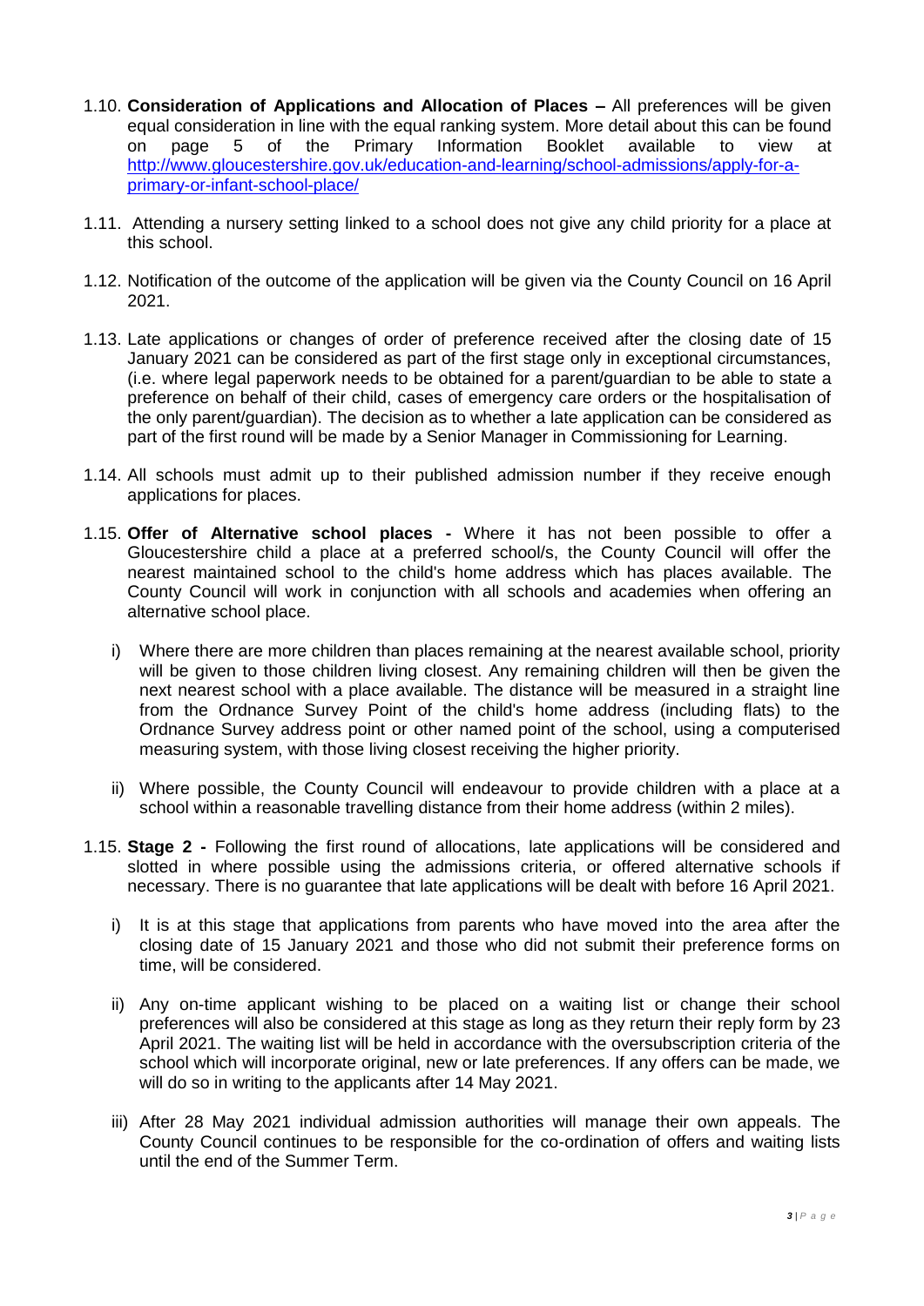1.10. **Consideration of Applications and Allocation of Places –** All preferences will be given equal consideration in line with the equal ranking system. More detail about this can be found on page 5 of the Primary Information Booklet available to view at http://www.gloucestershire.gov.uk/education-and-learning/school-admissions/apply-for-a-primary-or-infant-school-place/

1.11. Attending a nursery setting linked to a school does not give any child priority for a place at this school.

1.12. Notification of the outcome of the application will be given via the County Council on 16 April 2021.

1.13. Late applications or changes of order of preference received after the closing date of 15 January 2021 can be considered as part of the first stage only in exceptional circumstances, (i.e. where legal paperwork needs to be obtained for a parent/guardian to be able to state a preference on behalf of their child, cases of emergency care orders or the hospitalisation of the only parent/guardian). The decision as to whether a late application can be considered as part of the first round will be made by a Senior Manager in Commissioning for Learning.

1.14. All schools must admit up to their published admission number if they receive enough applications for places.

1.15. **Offer of Alternative school places -** Where it has not been possible to offer a Gloucestershire child a place at a preferred school/s, the County Council will offer the nearest maintained school to the child's home address which has places available. The County Council will work in conjunction with all schools and academies when offering an alternative school place.

   i) Where there are more children than places remaining at the nearest available school, priority will be given to those children living closest. Any remaining children will then be given the next nearest school with a place available. The distance will be measured in a straight line from the Ordnance Survey Point of the child's home address (including flats) to the Ordnance Survey address point or other named point of the school, using a computerised measuring system, with those living closest receiving the higher priority.

   ii) Where possible, the County Council will endeavour to provide children with a place at a school within a reasonable travelling distance from their home address (within 2 miles).

1.15. **Stage 2 -** Following the first round of allocations, late applications will be considered and slotted in where possible using the admissions criteria, or offered alternative schools if necessary. There is no guarantee that late applications will be dealt with before 16 April 2021.

   i) It is at this stage that applications from parents who have moved into the area after the closing date of 15 January 2021 and those who did not submit their preference forms on time, will be considered.

   ii) Any on-time applicant wishing to be placed on a waiting list or change their school preferences will also be considered at this stage as long as they return their reply form by 23 April 2021. The waiting list will be held in accordance with the oversubscription criteria of the school which will incorporate original, new or late preferences. If any offers can be made, we will do so in writing to the applicants after 14 May 2021.

   iii) After 28 May 2021 individual admission authorities will manage their own appeals. The County Council continues to be responsible for the co-ordination of offers and waiting lists until the end of the Summer Term.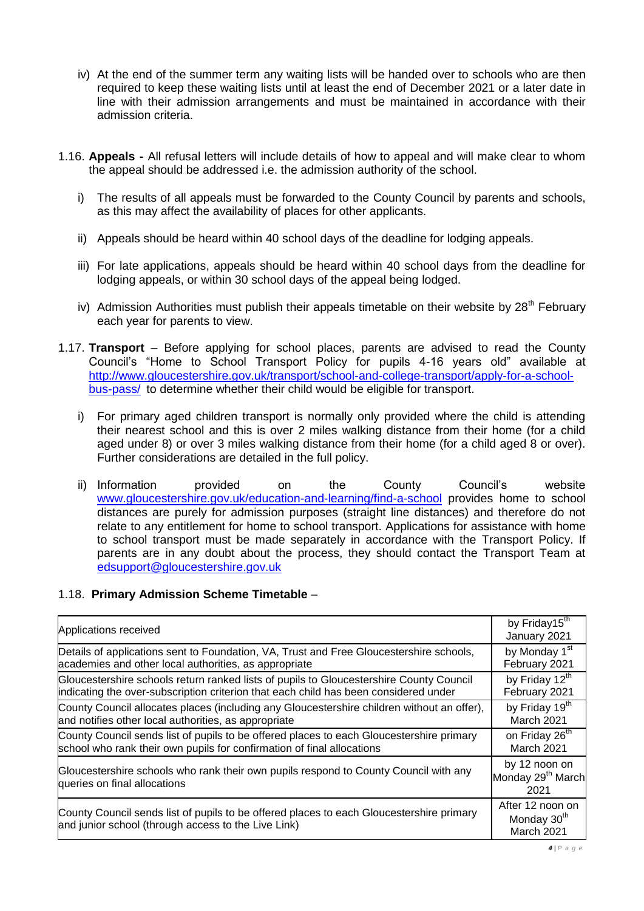iv) At the end of the summer term any waiting lists will be handed over to schools who are then required to keep these waiting lists until at least the end of December 2021 or a later date in line with their admission arrangements and must be maintained in accordance with their admission criteria.

1.16. **Appeals -** All refusal letters will include details of how to appeal and will make clear to whom the appeal should be addressed i.e. the admission authority of the school.

i) The results of all appeals must be forwarded to the County Council by parents and schools, as this may affect the availability of places for other applicants.

ii) Appeals should be heard within 40 school days of the deadline for lodging appeals.

iii) For late applications, appeals should be heard within 40 school days from the deadline for lodging appeals, or within 30 school days of the appeal being lodged.

iv) Admission Authorities must publish their appeals timetable on their website by 28th February each year for parents to view.

1.17. **Transport** – Before applying for school places, parents are advised to read the County Council's "Home to School Transport Policy for pupils 4-16 years old" available at http://www.gloucestershire.gov.uk/transport/school-and-college-transport/apply-for-a-school-bus-pass/ to determine whether their child would be eligible for transport.

i) For primary aged children transport is normally only provided where the child is attending their nearest school and this is over 2 miles walking distance from their home (for a child aged under 8) or over 3 miles walking distance from their home (for a child aged 8 or over). Further considerations are detailed in the full policy.

ii) Information provided on the County Council's website www.gloucestershire.gov.uk/education-and-learning/find-a-school provides home to school distances are purely for admission purposes (straight line distances) and therefore do not relate to any entitlement for home to school transport. Applications for assistance with home to school transport must be made separately in accordance with the Transport Policy. If parents are in any doubt about the process, they should contact the Transport Team at edsupport@gloucestershire.gov.uk

1.18. **Primary Admission Scheme Timetable** –

| | |
|---|---|
| Applications received | by Friday15th January 2021 |
| Details of applications sent to Foundation, VA, Trust and Free Gloucestershire schools, academies and other local authorities, as appropriate | by Monday 1st February 2021 |
| Gloucestershire schools return ranked lists of pupils to Gloucestershire County Council indicating the over-subscription criterion that each child has been considered under | by Friday 12th February 2021 |
| County Council allocates places (including any Gloucestershire children without an offer), and notifies other local authorities, as appropriate | by Friday 19th March 2021 |
| County Council sends list of pupils to be offered places to each Gloucestershire primary school who rank their own pupils for confirmation of final allocations | on Friday 26th March 2021 |
| Gloucestershire schools who rank their own pupils respond to County Council with any queries on final allocations | by 12 noon on Monday 29th March 2021 |
| County Council sends list of pupils to be offered places to each Gloucestershire primary and junior school (through access to the Live Link) | After 12 noon on Monday 30th March 2021 |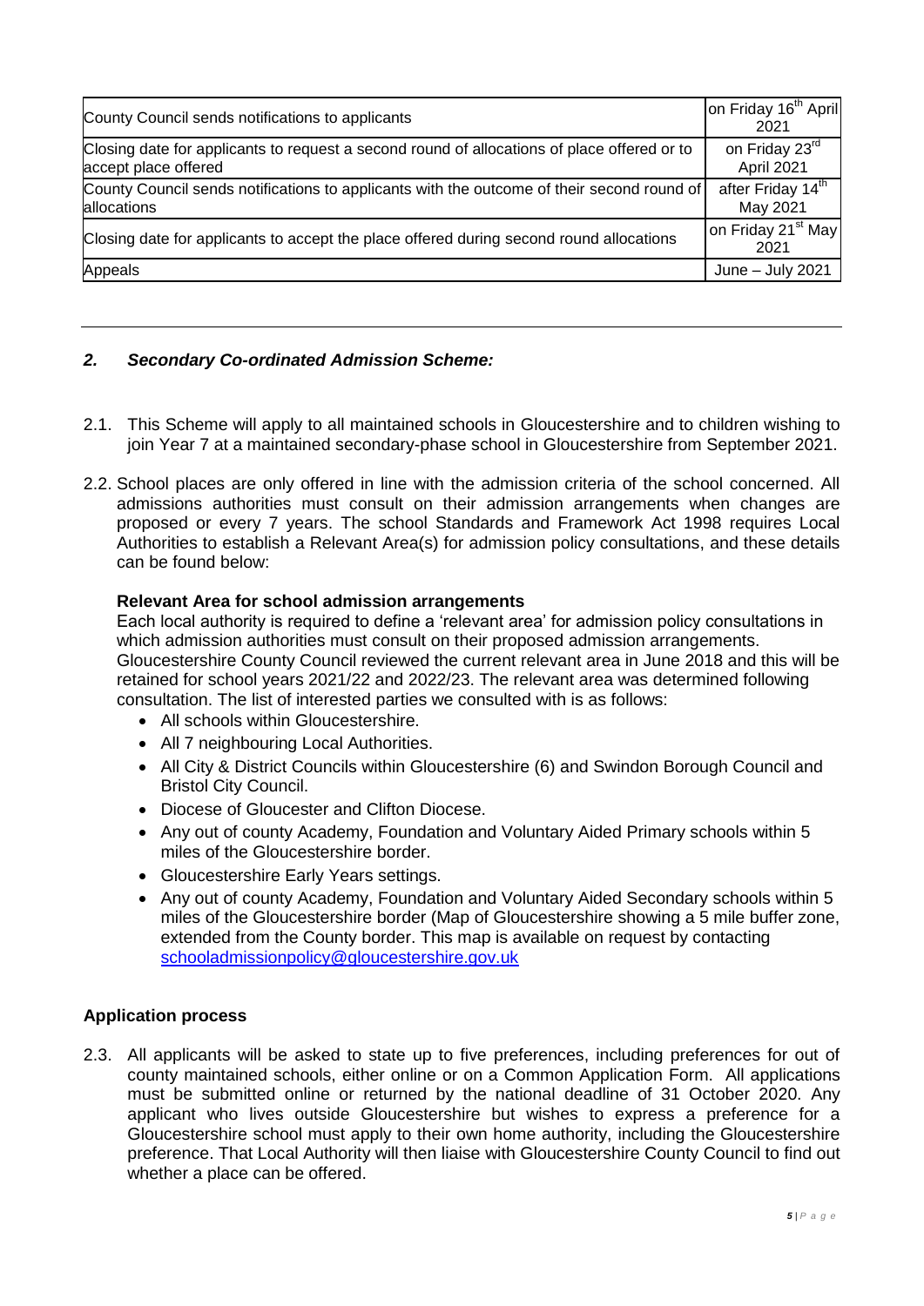| | |
|---|---|
| County Council sends notifications to applicants | on Friday 16th April 2021 |
| Closing date for applicants to request a second round of allocations of place offered or to accept place offered | on Friday 23rd April 2021 |
| County Council sends notifications to applicants with the outcome of their second round of allocations | after Friday 14th May 2021 |
| Closing date for applicants to accept the place offered during second round allocations | on Friday 21st May 2021 |
| Appeals | June – July 2021 |

---

## *2. Secondary Co-ordinated Admission Scheme:*

2.1. This Scheme will apply to all maintained schools in Gloucestershire and to children wishing to join Year 7 at a maintained secondary-phase school in Gloucestershire from September 2021.

2.2. School places are only offered in line with the admission criteria of the school concerned. All admissions authorities must consult on their admission arrangements when changes are proposed or every 7 years. The school Standards and Framework Act 1998 requires Local Authorities to establish a Relevant Area(s) for admission policy consultations, and these details can be found below:

**Relevant Area for school admission arrangements**

Each local authority is required to define a 'relevant area' for admission policy consultations in which admission authorities must consult on their proposed admission arrangements. Gloucestershire County Council reviewed the current relevant area in June 2018 and this will be retained for school years 2021/22 and 2022/23. The relevant area was determined following consultation. The list of interested parties we consulted with is as follows:

- All schools within Gloucestershire.
- All 7 neighbouring Local Authorities.
- All City & District Councils within Gloucestershire (6) and Swindon Borough Council and Bristol City Council.
- Diocese of Gloucester and Clifton Diocese.
- Any out of county Academy, Foundation and Voluntary Aided Primary schools within 5 miles of the Gloucestershire border.
- Gloucestershire Early Years settings.
- Any out of county Academy, Foundation and Voluntary Aided Secondary schools within 5 miles of the Gloucestershire border (Map of Gloucestershire showing a 5 mile buffer zone, extended from the County border. This map is available on request by contacting schooladmissionpolicy@gloucestershire.gov.uk

### Application process

2.3. All applicants will be asked to state up to five preferences, including preferences for out of county maintained schools, either online or on a Common Application Form. All applications must be submitted online or returned by the national deadline of 31 October 2020. Any applicant who lives outside Gloucestershire but wishes to express a preference for a Gloucestershire school must apply to their own home authority, including the Gloucestershire preference. That Local Authority will then liaise with Gloucestershire County Council to find out whether a place can be offered.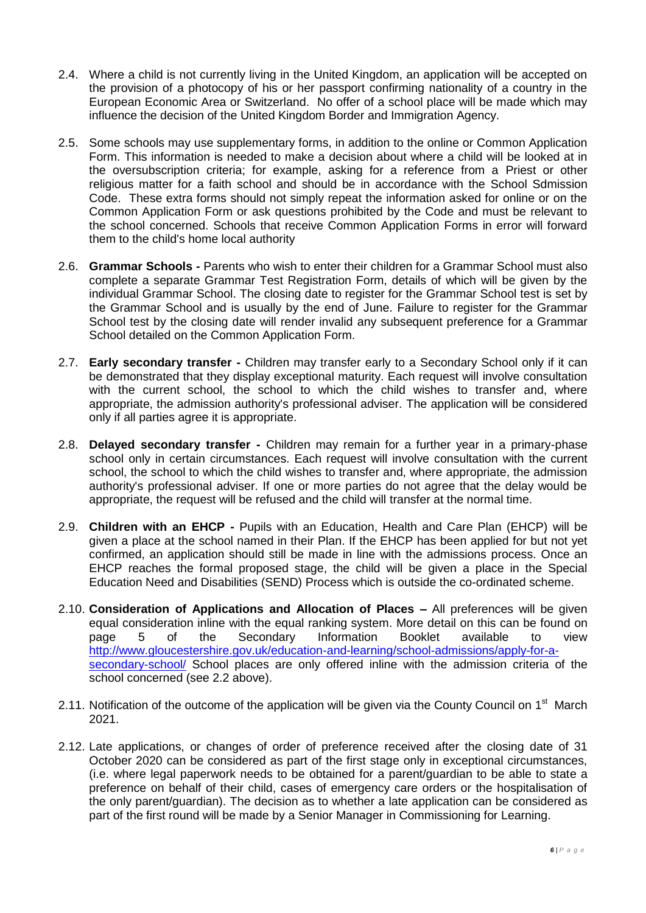2.4. Where a child is not currently living in the United Kingdom, an application will be accepted on the provision of a photocopy of his or her passport confirming nationality of a country in the European Economic Area or Switzerland. No offer of a school place will be made which may influence the decision of the United Kingdom Border and Immigration Agency.

2.5. Some schools may use supplementary forms, in addition to the online or Common Application Form. This information is needed to make a decision about where a child will be looked at in the oversubscription criteria; for example, asking for a reference from a Priest or other religious matter for a faith school and should be in accordance with the School Sdmission Code. These extra forms should not simply repeat the information asked for online or on the Common Application Form or ask questions prohibited by the Code and must be relevant to the school concerned. Schools that receive Common Application Forms in error will forward them to the child's home local authority

2.6. **Grammar Schools -** Parents who wish to enter their children for a Grammar School must also complete a separate Grammar Test Registration Form, details of which will be given by the individual Grammar School. The closing date to register for the Grammar School test is set by the Grammar School and is usually by the end of June. Failure to register for the Grammar School test by the closing date will render invalid any subsequent preference for a Grammar School detailed on the Common Application Form.

2.7. **Early secondary transfer -** Children may transfer early to a Secondary School only if it can be demonstrated that they display exceptional maturity. Each request will involve consultation with the current school, the school to which the child wishes to transfer and, where appropriate, the admission authority's professional adviser. The application will be considered only if all parties agree it is appropriate.

2.8. **Delayed secondary transfer -** Children may remain for a further year in a primary-phase school only in certain circumstances. Each request will involve consultation with the current school, the school to which the child wishes to transfer and, where appropriate, the admission authority's professional adviser. If one or more parties do not agree that the delay would be appropriate, the request will be refused and the child will transfer at the normal time.

2.9. **Children with an EHCP -** Pupils with an Education, Health and Care Plan (EHCP) will be given a place at the school named in their Plan. If the EHCP has been applied for but not yet confirmed, an application should still be made in line with the admissions process. Once an EHCP reaches the formal proposed stage, the child will be given a place in the Special Education Need and Disabilities (SEND) Process which is outside the co-ordinated scheme.

2.10. **Consideration of Applications and Allocation of Places –** All preferences will be given equal consideration inline with the equal ranking system. More detail on this can be found on page 5 of the Secondary Information Booklet available to view [http://www.gloucestershire.gov.uk/education-and-learning/school-admissions/apply-for-a-secondary-school/](http://www.gloucestershire.gov.uk/education-and-learning/school-admissions/apply-for-a-secondary-school/) School places are only offered inline with the admission criteria of the school concerned (see 2.2 above).

2.11. Notification of the outcome of the application will be given via the County Council on 1st March 2021.

2.12. Late applications, or changes of order of preference received after the closing date of 31 October 2020 can be considered as part of the first stage only in exceptional circumstances, (i.e. where legal paperwork needs to be obtained for a parent/guardian to be able to state a preference on behalf of their child, cases of emergency care orders or the hospitalisation of the only parent/guardian). The decision as to whether a late application can be considered as part of the first round will be made by a Senior Manager in Commissioning for Learning.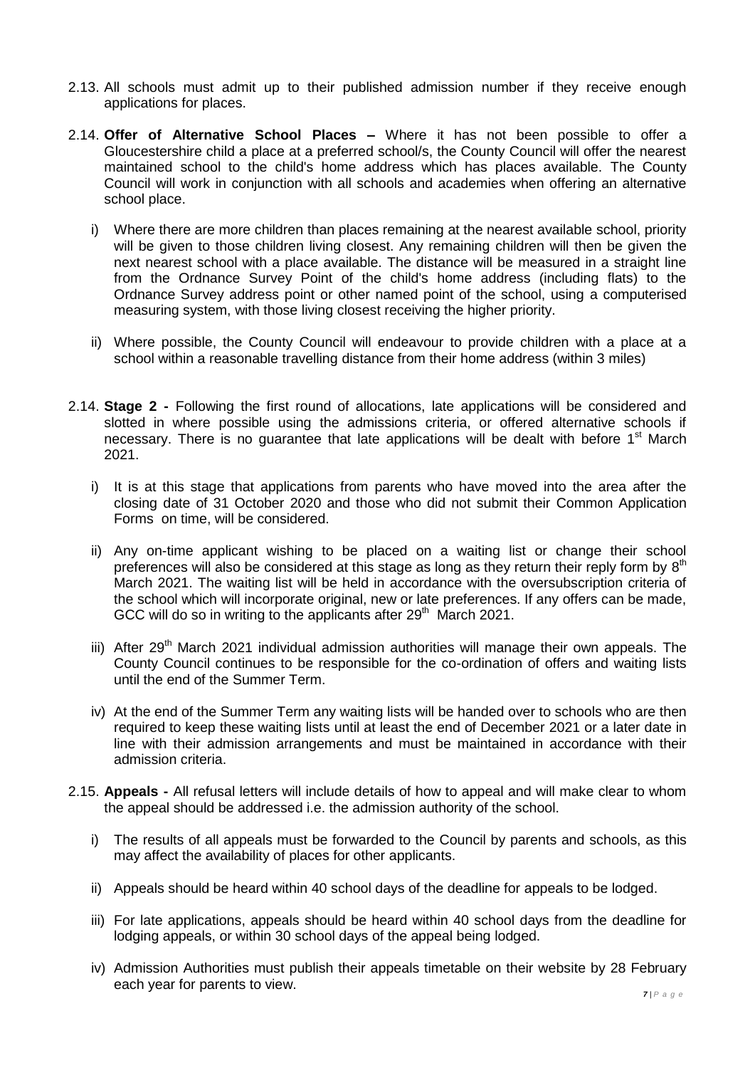2.13. All schools must admit up to their published admission number if they receive enough applications for places.

2.14. **Offer of Alternative School Places –** Where it has not been possible to offer a Gloucestershire child a place at a preferred school/s, the County Council will offer the nearest maintained school to the child's home address which has places available. The County Council will work in conjunction with all schools and academies when offering an alternative school place.

i) Where there are more children than places remaining at the nearest available school, priority will be given to those children living closest. Any remaining children will then be given the next nearest school with a place available. The distance will be measured in a straight line from the Ordnance Survey Point of the child's home address (including flats) to the Ordnance Survey address point or other named point of the school, using a computerised measuring system, with those living closest receiving the higher priority.

ii) Where possible, the County Council will endeavour to provide children with a place at a school within a reasonable travelling distance from their home address (within 3 miles)

2.14. **Stage 2 -** Following the first round of allocations, late applications will be considered and slotted in where possible using the admissions criteria, or offered alternative schools if necessary. There is no guarantee that late applications will be dealt with before 1st March 2021.

i) It is at this stage that applications from parents who have moved into the area after the closing date of 31 October 2020 and those who did not submit their Common Application Forms on time, will be considered.

ii) Any on-time applicant wishing to be placed on a waiting list or change their school preferences will also be considered at this stage as long as they return their reply form by 8th March 2021. The waiting list will be held in accordance with the oversubscription criteria of the school which will incorporate original, new or late preferences. If any offers can be made, GCC will do so in writing to the applicants after 29th March 2021.

iii) After 29th March 2021 individual admission authorities will manage their own appeals. The County Council continues to be responsible for the co-ordination of offers and waiting lists until the end of the Summer Term.

iv) At the end of the Summer Term any waiting lists will be handed over to schools who are then required to keep these waiting lists until at least the end of December 2021 or a later date in line with their admission arrangements and must be maintained in accordance with their admission criteria.

2.15. **Appeals -** All refusal letters will include details of how to appeal and will make clear to whom the appeal should be addressed i.e. the admission authority of the school.

i) The results of all appeals must be forwarded to the Council by parents and schools, as this may affect the availability of places for other applicants.

ii) Appeals should be heard within 40 school days of the deadline for appeals to be lodged.

iii) For late applications, appeals should be heard within 40 school days from the deadline for lodging appeals, or within 30 school days of the appeal being lodged.

iv) Admission Authorities must publish their appeals timetable on their website by 28 February each year for parents to view.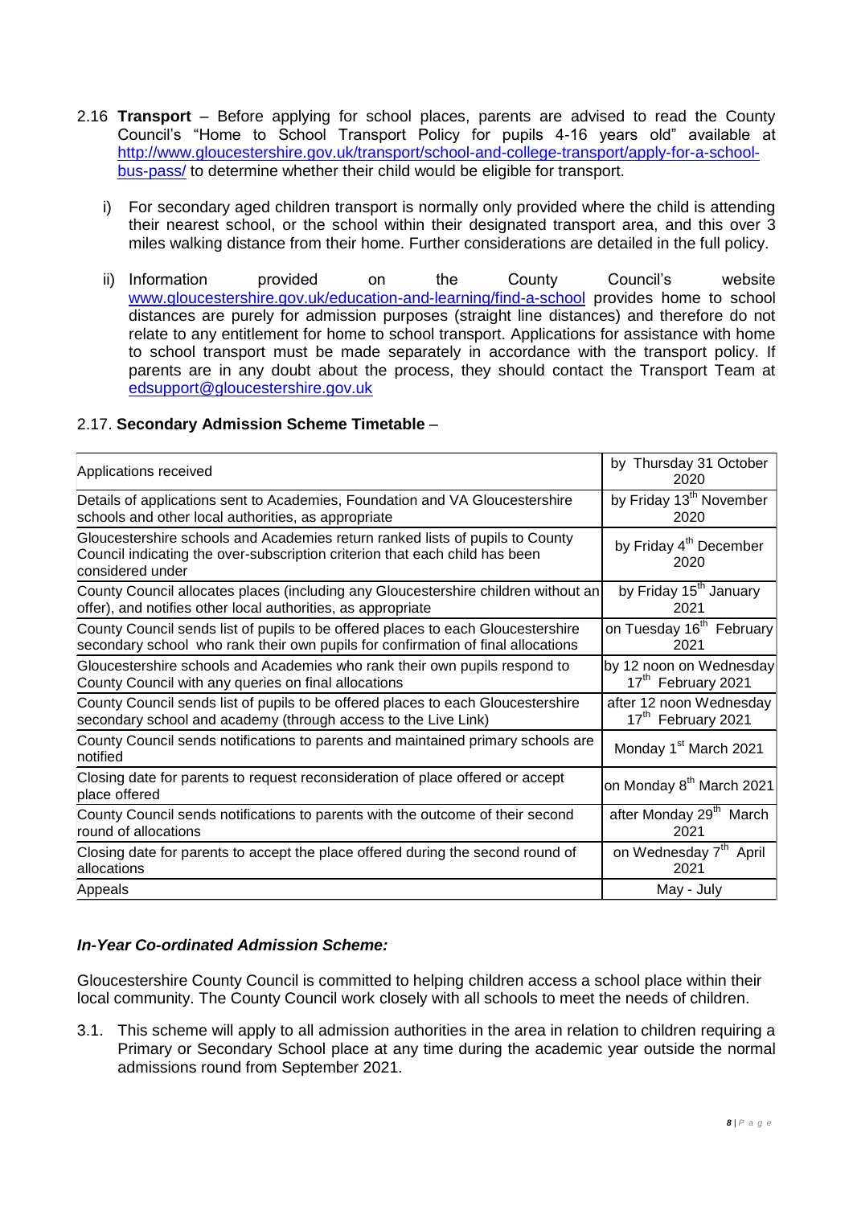2.16 **Transport** – Before applying for school places, parents are advised to read the County Council's "Home to School Transport Policy for pupils 4-16 years old" available at http://www.gloucestershire.gov.uk/transport/school-and-college-transport/apply-for-a-school-bus-pass/ to determine whether their child would be eligible for transport.

i) For secondary aged children transport is normally only provided where the child is attending their nearest school, or the school within their designated transport area, and this over 3 miles walking distance from their home. Further considerations are detailed in the full policy.

ii) Information provided on the County Council's website www.gloucestershire.gov.uk/education-and-learning/find-a-school provides home to school distances are purely for admission purposes (straight line distances) and therefore do not relate to any entitlement for home to school transport. Applications for assistance with home to school transport must be made separately in accordance with the transport policy. If parents are in any doubt about the process, they should contact the Transport Team at edsupport@gloucestershire.gov.uk

2.17. **Secondary Admission Scheme Timetable** –

| | |
|---|---|
| Applications received | by Thursday 31 October 2020 |
| Details of applications sent to Academies, Foundation and VA Gloucestershire schools and other local authorities, as appropriate | by Friday 13th November 2020 |
| Gloucestershire schools and Academies return ranked lists of pupils to County Council indicating the over-subscription criterion that each child has been considered under | by Friday 4th December 2020 |
| County Council allocates places (including any Gloucestershire children without an offer), and notifies other local authorities, as appropriate | by Friday 15th January 2021 |
| County Council sends list of pupils to be offered places to each Gloucestershire secondary school who rank their own pupils for confirmation of final allocations | on Tuesday 16th February 2021 |
| Gloucestershire schools and Academies who rank their own pupils respond to County Council with any queries on final allocations | by 12 noon on Wednesday 17th February 2021 |
| County Council sends list of pupils to be offered places to each Gloucestershire secondary school and academy (through access to the Live Link) | after 12 noon Wednesday 17th February 2021 |
| County Council sends notifications to parents and maintained primary schools are notified | Monday 1st March 2021 |
| Closing date for parents to request reconsideration of place offered or accept place offered | on Monday 8th March 2021 |
| County Council sends notifications to parents with the outcome of their second round of allocations | after Monday 29th March 2021 |
| Closing date for parents to accept the place offered during the second round of allocations | on Wednesday 7th April 2021 |
| Appeals | May - July |

***In-Year Co-ordinated Admission Scheme:***

Gloucestershire County Council is committed to helping children access a school place within their local community. The County Council work closely with all schools to meet the needs of children.

3.1. This scheme will apply to all admission authorities in the area in relation to children requiring a Primary or Secondary School place at any time during the academic year outside the normal admissions round from September 2021.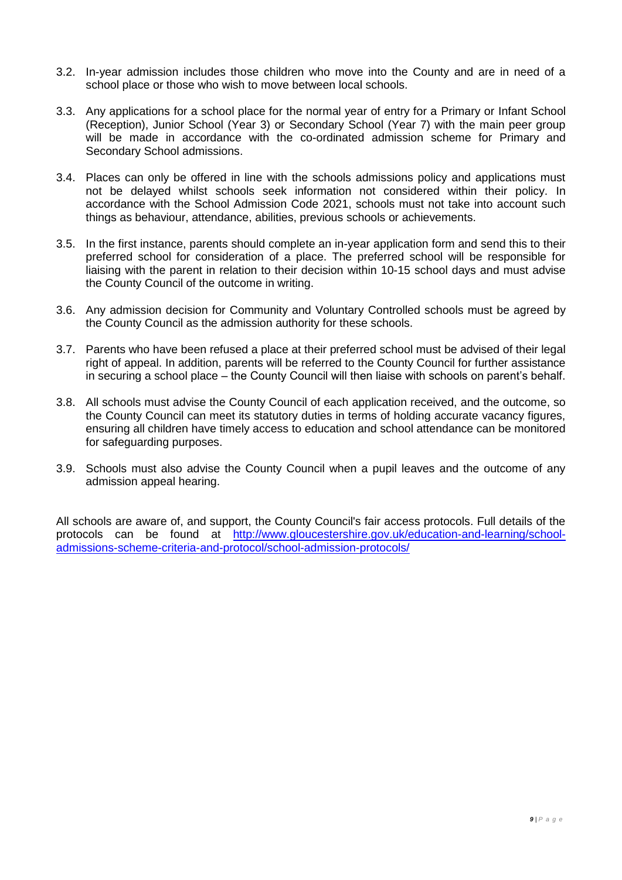3.2. In-year admission includes those children who move into the County and are in need of a school place or those who wish to move between local schools.

3.3. Any applications for a school place for the normal year of entry for a Primary or Infant School (Reception), Junior School (Year 3) or Secondary School (Year 7) with the main peer group will be made in accordance with the co-ordinated admission scheme for Primary and Secondary School admissions.

3.4. Places can only be offered in line with the schools admissions policy and applications must not be delayed whilst schools seek information not considered within their policy. In accordance with the School Admission Code 2021, schools must not take into account such things as behaviour, attendance, abilities, previous schools or achievements.

3.5. In the first instance, parents should complete an in-year application form and send this to their preferred school for consideration of a place. The preferred school will be responsible for liaising with the parent in relation to their decision within 10-15 school days and must advise the County Council of the outcome in writing.

3.6. Any admission decision for Community and Voluntary Controlled schools must be agreed by the County Council as the admission authority for these schools.

3.7. Parents who have been refused a place at their preferred school must be advised of their legal right of appeal. In addition, parents will be referred to the County Council for further assistance in securing a school place – the County Council will then liaise with schools on parent's behalf.

3.8. All schools must advise the County Council of each application received, and the outcome, so the County Council can meet its statutory duties in terms of holding accurate vacancy figures, ensuring all children have timely access to education and school attendance can be monitored for safeguarding purposes.

3.9. Schools must also advise the County Council when a pupil leaves and the outcome of any admission appeal hearing.

All schools are aware of, and support, the County Council's fair access protocols. Full details of the protocols can be found at [http://www.gloucestershire.gov.uk/education-and-learning/school-admissions-scheme-criteria-and-protocol/school-admission-protocols/](http://www.gloucestershire.gov.uk/education-and-learning/school-admissions-scheme-criteria-and-protocol/school-admission-protocols/)